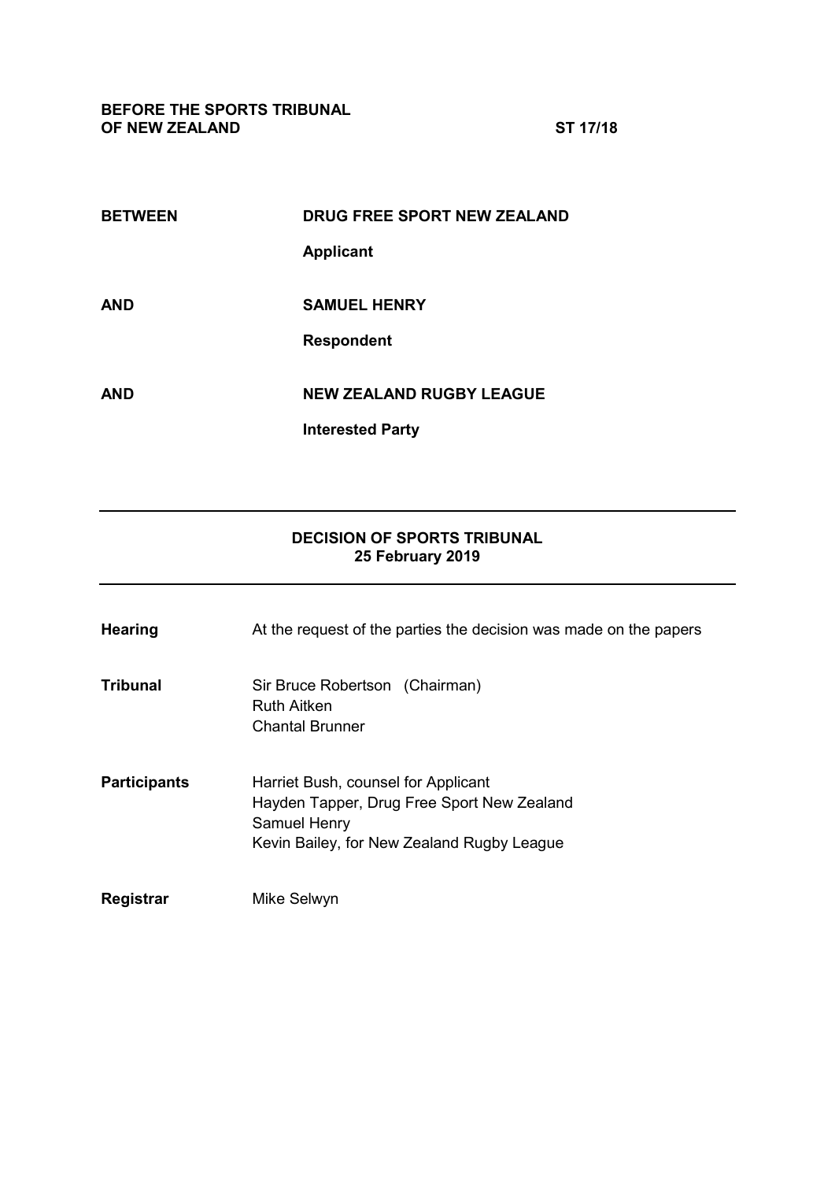**BEFORE THE SPORTS TRIBUNAL OF NEW ZEALAND** **ST 17/18**

**BETWEEN** **DRUG FREE SPORT NEW ZEALAND**

**Applicant**

**AND** **SAMUEL HENRY**

**Respondent**

**AND** **NEW ZEALAND RUGBY LEAGUE**

**Interested Party**

---

**DECISION OF SPORTS TRIBUNAL**
**25 February 2019**

---

**Hearing** At the request of the parties the decision was made on the papers

**Tribunal** Sir Bruce Robertson (Chairman)
Ruth Aitken
Chantal Brunner

**Participants** Harriet Bush, counsel for Applicant
Hayden Tapper, Drug Free Sport New Zealand
Samuel Henry
Kevin Bailey, for New Zealand Rugby League

**Registrar** Mike Selwyn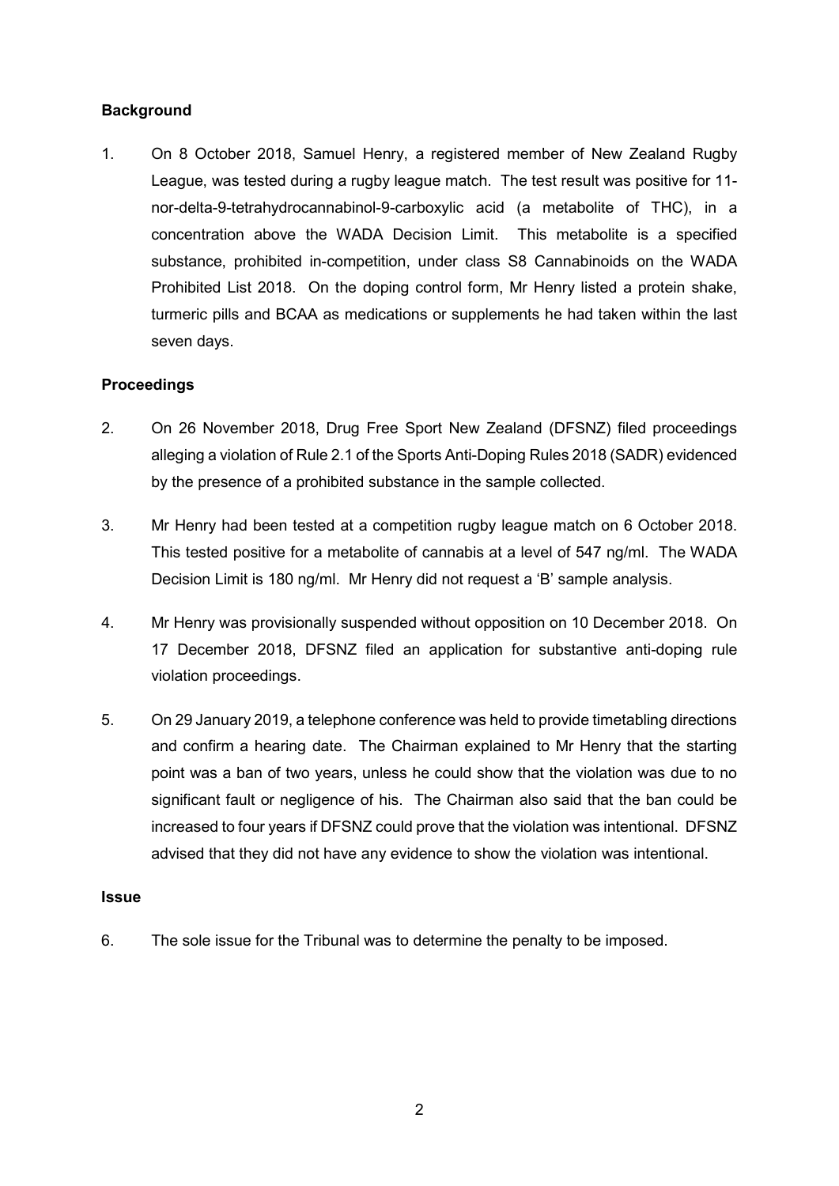**Background**

1. On 8 October 2018, Samuel Henry, a registered member of New Zealand Rugby League, was tested during a rugby league match. The test result was positive for 11-nor-delta-9-tetrahydrocannabinol-9-carboxylic acid (a metabolite of THC), in a concentration above the WADA Decision Limit. This metabolite is a specified substance, prohibited in-competition, under class S8 Cannabinoids on the WADA Prohibited List 2018. On the doping control form, Mr Henry listed a protein shake, turmeric pills and BCAA as medications or supplements he had taken within the last seven days.

**Proceedings**

2. On 26 November 2018, Drug Free Sport New Zealand (DFSNZ) filed proceedings alleging a violation of Rule 2.1 of the Sports Anti-Doping Rules 2018 (SADR) evidenced by the presence of a prohibited substance in the sample collected.

3. Mr Henry had been tested at a competition rugby league match on 6 October 2018. This tested positive for a metabolite of cannabis at a level of 547 ng/ml. The WADA Decision Limit is 180 ng/ml. Mr Henry did not request a 'B' sample analysis.

4. Mr Henry was provisionally suspended without opposition on 10 December 2018. On 17 December 2018, DFSNZ filed an application for substantive anti-doping rule violation proceedings.

5. On 29 January 2019, a telephone conference was held to provide timetabling directions and confirm a hearing date. The Chairman explained to Mr Henry that the starting point was a ban of two years, unless he could show that the violation was due to no significant fault or negligence of his. The Chairman also said that the ban could be increased to four years if DFSNZ could prove that the violation was intentional. DFSNZ advised that they did not have any evidence to show the violation was intentional.

**Issue**

6. The sole issue for the Tribunal was to determine the penalty to be imposed.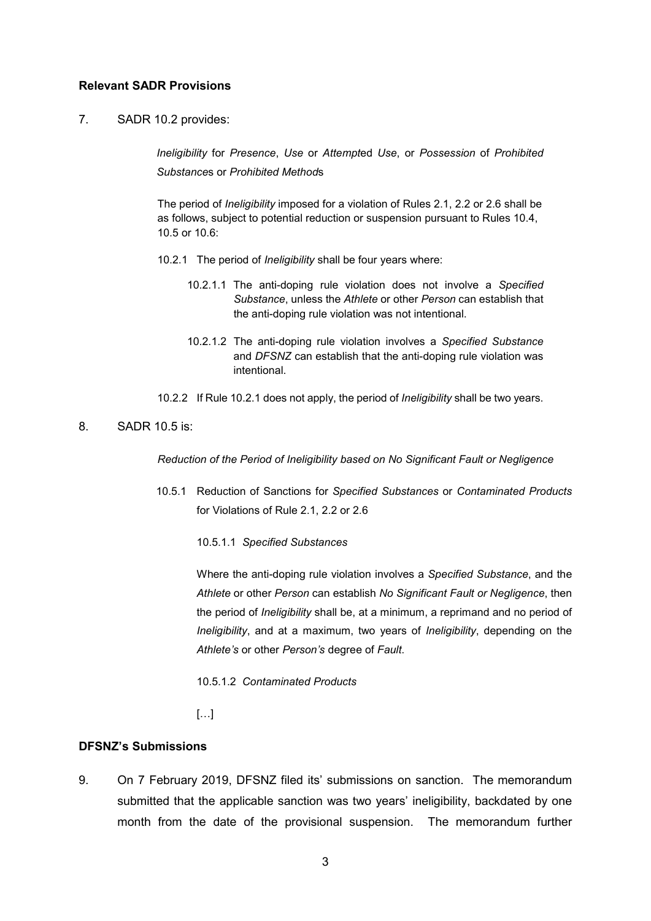**Relevant SADR Provisions**

7. SADR 10.2 provides:

> *Ineligibility* for *Presence*, *Use* or *Attempt*ed *Use*, or *Possession* of *Prohibited Substance*s or *Prohibited Method*s
>
> The period of *Ineligibility* imposed for a violation of Rules 2.1, 2.2 or 2.6 shall be as follows, subject to potential reduction or suspension pursuant to Rules 10.4, 10.5 or 10.6:
>
> 10.2.1 The period of *Ineligibility* shall be four years where:
>
> > 10.2.1.1 The anti-doping rule violation does not involve a *Specified Substance*, unless the *Athlete* or other *Person* can establish that the anti-doping rule violation was not intentional.
> >
> > 10.2.1.2 The anti-doping rule violation involves a *Specified Substance* and *DFSNZ* can establish that the anti-doping rule violation was intentional.
>
> 10.2.2 If Rule 10.2.1 does not apply, the period of *Ineligibility* shall be two years.

8. SADR 10.5 is:

> *Reduction of the Period of Ineligibility based on No Significant Fault or Negligence*
>
> 10.5.1 Reduction of Sanctions for *Specified Substances* or *Contaminated Products* for Violations of Rule 2.1, 2.2 or 2.6
>
> > 10.5.1.1 *Specified Substances*
> >
> > Where the anti-doping rule violation involves a *Specified Substance*, and the *Athlete* or other *Person* can establish *No Significant Fault or Negligence*, then the period of *Ineligibility* shall be, at a minimum, a reprimand and no period of *Ineligibility*, and at a maximum, two years of *Ineligibility*, depending on the *Athlete's* or other *Person's* degree of *Fault*.
> >
> > 10.5.1.2 *Contaminated Products*
> >
> > […]

**DFSNZ's Submissions**

9. On 7 February 2019, DFSNZ filed its' submissions on sanction. The memorandum submitted that the applicable sanction was two years' ineligibility, backdated by one month from the date of the provisional suspension. The memorandum further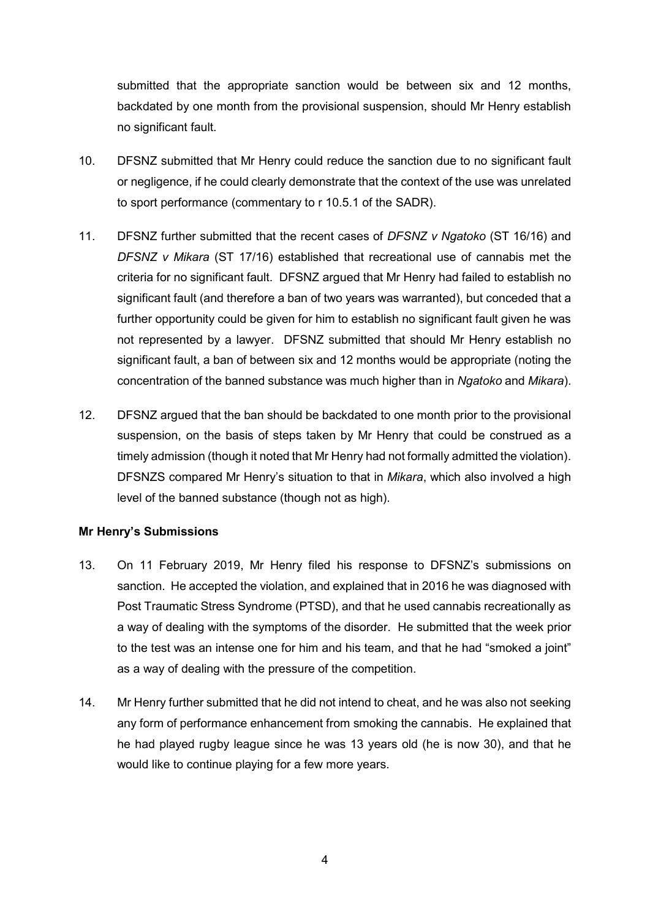submitted that the appropriate sanction would be between six and 12 months, backdated by one month from the provisional suspension, should Mr Henry establish no significant fault.

10. DFSNZ submitted that Mr Henry could reduce the sanction due to no significant fault or negligence, if he could clearly demonstrate that the context of the use was unrelated to sport performance (commentary to r 10.5.1 of the SADR).

11. DFSNZ further submitted that the recent cases of *DFSNZ v Ngatoko* (ST 16/16) and *DFSNZ v Mikara* (ST 17/16) established that recreational use of cannabis met the criteria for no significant fault. DFSNZ argued that Mr Henry had failed to establish no significant fault (and therefore a ban of two years was warranted), but conceded that a further opportunity could be given for him to establish no significant fault given he was not represented by a lawyer. DFSNZ submitted that should Mr Henry establish no significant fault, a ban of between six and 12 months would be appropriate (noting the concentration of the banned substance was much higher than in *Ngatoko* and *Mikara*).

12. DFSNZ argued that the ban should be backdated to one month prior to the provisional suspension, on the basis of steps taken by Mr Henry that could be construed as a timely admission (though it noted that Mr Henry had not formally admitted the violation). DFSNZS compared Mr Henry's situation to that in *Mikara*, which also involved a high level of the banned substance (though not as high).

**Mr Henry's Submissions**

13. On 11 February 2019, Mr Henry filed his response to DFSNZ's submissions on sanction. He accepted the violation, and explained that in 2016 he was diagnosed with Post Traumatic Stress Syndrome (PTSD), and that he used cannabis recreationally as a way of dealing with the symptoms of the disorder. He submitted that the week prior to the test was an intense one for him and his team, and that he had "smoked a joint" as a way of dealing with the pressure of the competition.

14. Mr Henry further submitted that he did not intend to cheat, and he was also not seeking any form of performance enhancement from smoking the cannabis. He explained that he had played rugby league since he was 13 years old (he is now 30), and that he would like to continue playing for a few more years.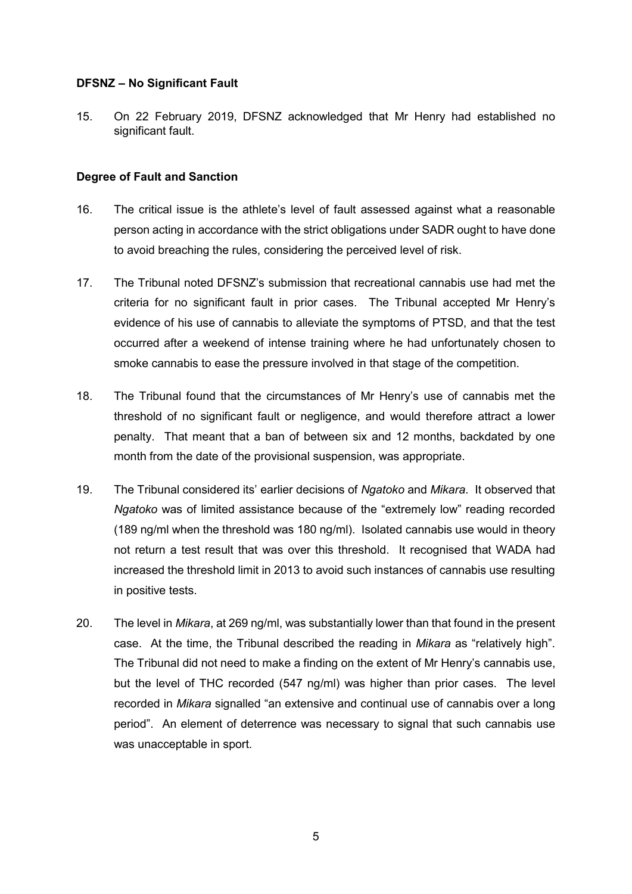**DFSNZ – No Significant Fault**

15. On 22 February 2019, DFSNZ acknowledged that Mr Henry had established no significant fault.

**Degree of Fault and Sanction**

16. The critical issue is the athlete's level of fault assessed against what a reasonable person acting in accordance with the strict obligations under SADR ought to have done to avoid breaching the rules, considering the perceived level of risk.

17. The Tribunal noted DFSNZ's submission that recreational cannabis use had met the criteria for no significant fault in prior cases. The Tribunal accepted Mr Henry's evidence of his use of cannabis to alleviate the symptoms of PTSD, and that the test occurred after a weekend of intense training where he had unfortunately chosen to smoke cannabis to ease the pressure involved in that stage of the competition.

18. The Tribunal found that the circumstances of Mr Henry's use of cannabis met the threshold of no significant fault or negligence, and would therefore attract a lower penalty. That meant that a ban of between six and 12 months, backdated by one month from the date of the provisional suspension, was appropriate.

19. The Tribunal considered its' earlier decisions of *Ngatoko* and *Mikara*. It observed that *Ngatoko* was of limited assistance because of the "extremely low" reading recorded (189 ng/ml when the threshold was 180 ng/ml). Isolated cannabis use would in theory not return a test result that was over this threshold. It recognised that WADA had increased the threshold limit in 2013 to avoid such instances of cannabis use resulting in positive tests.

20. The level in *Mikara*, at 269 ng/ml, was substantially lower than that found in the present case. At the time, the Tribunal described the reading in *Mikara* as "relatively high". The Tribunal did not need to make a finding on the extent of Mr Henry's cannabis use, but the level of THC recorded (547 ng/ml) was higher than prior cases. The level recorded in *Mikara* signalled "an extensive and continual use of cannabis over a long period". An element of deterrence was necessary to signal that such cannabis use was unacceptable in sport.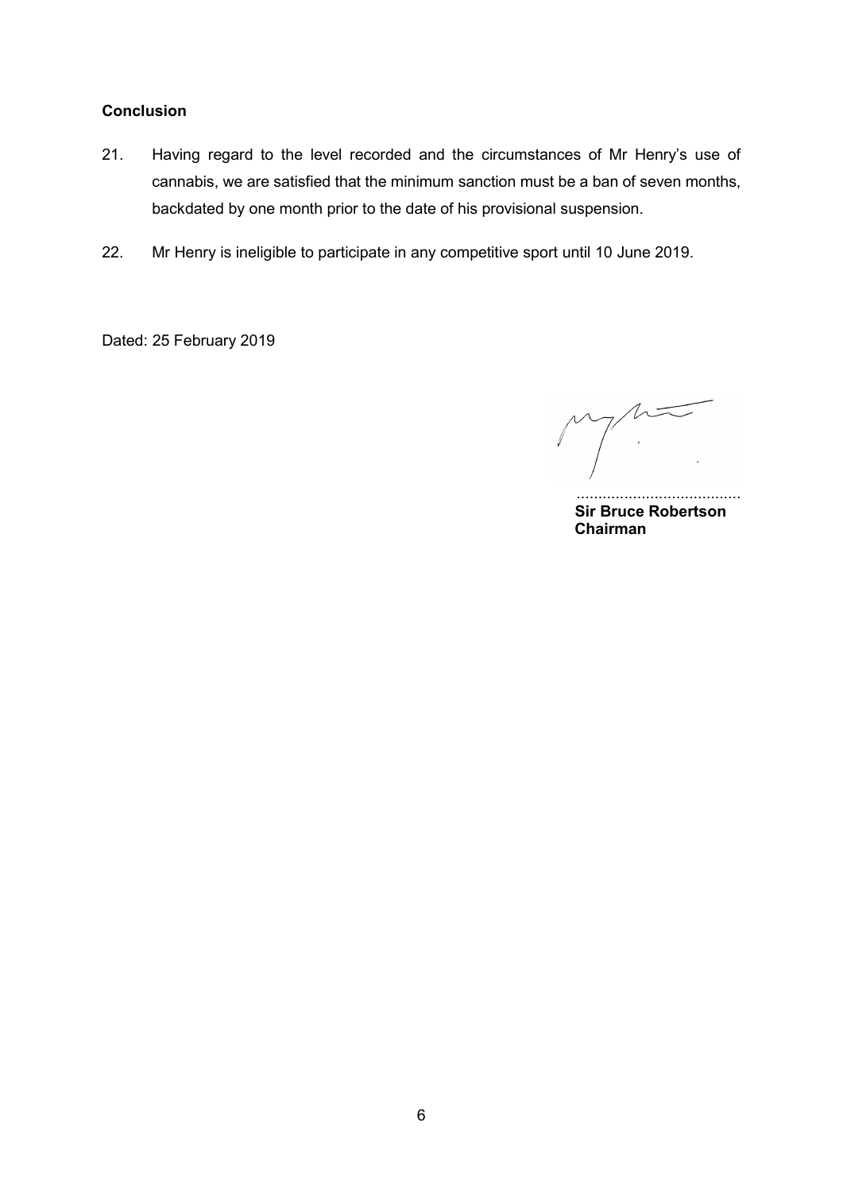**Conclusion**

21. Having regard to the level recorded and the circumstances of Mr Henry's use of cannabis, we are satisfied that the minimum sanction must be a ban of seven months, backdated by one month prior to the date of his provisional suspension.

22. Mr Henry is ineligible to participate in any competitive sport until 10 June 2019.

Dated: 25 February 2019

......................................
**Sir Bruce Robertson**
**Chairman**